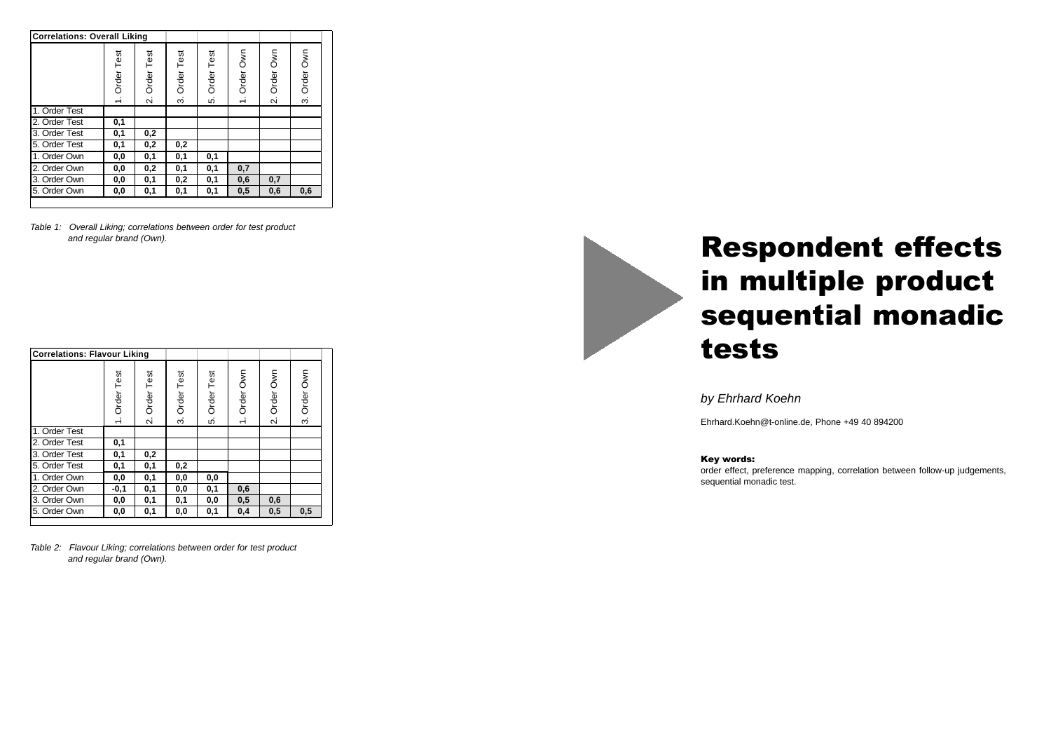# Respondent effects in multiple product sequential monadic tests

*by Ehrhard Koehn*

Ehrhard.Koehn@t-online.de, Phone +49 40 894200

**Key words:**
order effect, preference mapping, correlation between follow-up judgements, sequential monadic test.

| Correlations: Overall Liking | 1. Order Test | 2. Order Test | 3. Order Test | 5. Order Test | 1. Order Own | 2. Order Own | 3. Order Own |
|---|---|---|---|---|---|---|---|
| 1. Order Test | | | | | | | |
| 2. Order Test | 0,1 | | | | | | |
| 3. Order Test | 0,1 | 0,2 | | | | | |
| 5. Order Test | 0,1 | 0,2 | 0,2 | | | | |
| 1. Order Own | 0,0 | 0,1 | 0,1 | 0,1 | | | |
| 2. Order Own | 0,0 | 0,2 | 0,1 | 0,1 | 0,7 | | |
| 3. Order Own | 0,0 | 0,1 | 0,2 | 0,1 | 0,6 | 0,7 | |
| 5. Order Own | 0,0 | 0,1 | 0,1 | 0,1 | 0,5 | 0,6 | 0,6 |

*Table 1: Overall Liking; correlations between order for test product and regular brand (Own).*

| Correlations: Flavour Liking | 1. Order Test | 2. Order Test | 3. Order Test | 5. Order Test | 1. Order Own | 2. Order Own | 3. Order Own |
|---|---|---|---|---|---|---|---|
| 1. Order Test | | | | | | | |
| 2. Order Test | 0,1 | | | | | | |
| 3. Order Test | 0,1 | 0,2 | | | | | |
| 5. Order Test | 0,1 | 0,1 | 0,2 | | | | |
| 1. Order Own | 0,0 | 0,1 | 0,0 | 0,0 | | | |
| 2. Order Own | -0,1 | 0,1 | 0,0 | 0,1 | 0,6 | | |
| 3. Order Own | 0,0 | 0,1 | 0,1 | 0,0 | 0,5 | 0,6 | |
| 5. Order Own | 0,0 | 0,1 | 0,0 | 0,1 | 0,4 | 0,5 | 0,5 |

*Table 2: Flavour Liking; correlations between order for test product and regular brand (Own).*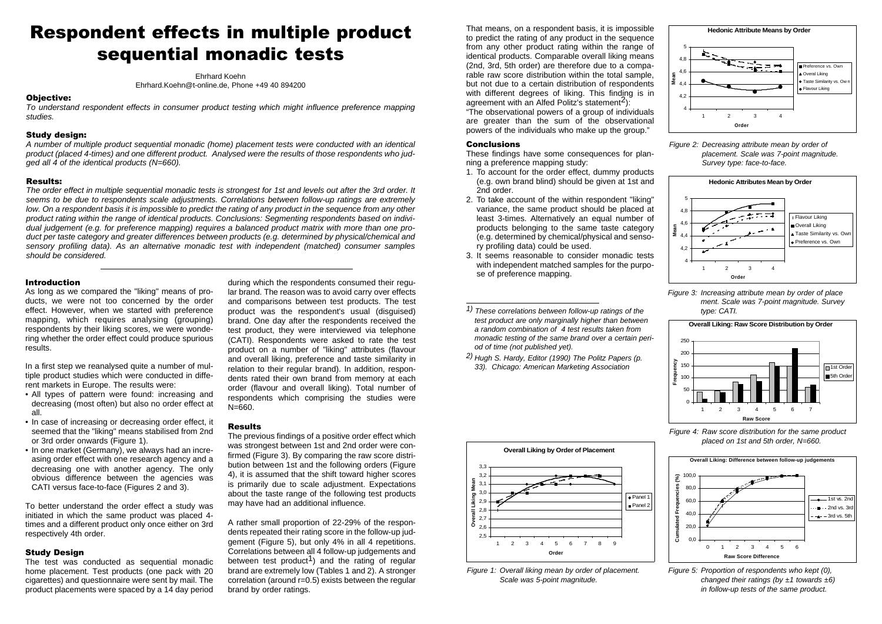# Respondent effects in multiple product sequential monadic tests

Ehrhard Koehn
Ehrhard.Koehn@t-online.de, Phone +49 40 894200

### Objective:

*To understand respondent effects in consumer product testing which might influence preference mapping studies.*

### Study design:

*A number of multiple product sequential monadic (home) placement tests were conducted with an identical product (placed 4-times) and one different product. Analysed were the results of those respondents who judged all 4 of the identical products (N=660).*

### Results:

*The order effect in multiple sequential monadic tests is strongest for 1st and levels out after the 3rd order. It seems to be due to respondents scale adjustments. Correlations between follow-up ratings are extremely low. On a respondent basis it is impossible to predict the rating of any product in the sequence from any other product rating within the range of identical products. Conclusions: Segmenting respondents based on individual judgement (e.g. for preference mapping) requires a balanced product matrix with more than one product per taste category and greater differences between products (e.g. determined by physical/chemical and sensory profiling data). As an alternative monadic test with independent (matched) consumer samples should be considered.*

### Introduction

As long as we compared the "liking" means of products, we were not too concerned by the order effect. However, when we started with preference mapping, which requires analysing (grouping) respondents by their liking scores, we were wondering whether the order effect could produce spurious results.

In a first step we reanalysed quite a number of multiple product studies which were conducted in different markets in Europe. The results were:

- All types of pattern were found: increasing and decreasing (most often) but also no order effect at all.
- In case of increasing or decreasing order effect, it seemed that the "liking" means stabilised from 2nd or 3rd order onwards (Figure 1).
- In one market (Germany), we always had an increasing order effect with one research agency and a decreasing one with another agency. The only obvious difference between the agencies was CATI versus face-to-face (Figures 2 and 3).

To better understand the order effect a study was initiated in which the same product was placed 4-times and a different product only once either on 3rd respectively 4th order.

### Study Design

The test was conducted as sequential monadic home placement. Test products (one pack with 20 cigarettes) and questionnaire were sent by mail. The product placements were spaced by a 14 day period during which the respondents consumed their regular brand. The reason was to avoid carry over effects and comparisons between test products. The test product was the respondent's usual (disguised) brand. One day after the respondents received the test product, they were interviewed via telephone (CATI). Respondents were asked to rate the test product on a number of "liking" attributes (flavour and overall liking, preference and taste similarity in relation to their regular brand). In addition, respondents rated their own brand from memory at each order (flavour and overall liking). Total number of respondents which comprising the studies were N=660.

### Results

The previous findings of a positive order effect which was strongest between 1st and 2nd order were confirmed (Figure 3). By comparing the raw score distribution between 1st and the following orders (Figure 4), it is assumed that the shift toward higher scores is primarily due to scale adjustment. Expectations about the taste range of the following test products may have had an additional influence.

A rather small proportion of 22-29% of the respondents repeated their rating score in the follow-up judgement (Figure 5), but only 4% in all 4 repetitions. Correlations between all 4 follow-up judgements and between test product[1]) and the rating of regular brand are extremely low (Tables 1 and 2). A stronger correlation (around r=0.5) exists between the regular brand by order ratings.

That means, on a respondent basis, it is impossible to predict the rating of any product in the sequence from any other product rating within the range of identical products. Comparable overall liking means (2nd, 3rd, 5th order) are therefore due to a comparable raw score distribution within the total sample, but not due to a certain distribution of respondents with different degrees of liking. This finding is in agreement with an Alfed Politz's statement[2]):
"The observational powers of a group of individuals are greater than the sum of the observational powers of the individuals who make up the group."

### Conclusions

These findings have some consequences for planning a preference mapping study:

1. To account for the order effect, dummy products (e.g. own brand blind) should be given at 1st and 2nd order.
2. To take account of the within respondent "liking" variance, the same product should be placed at least 3-times. Alternatively an equal number of products belonging to the same taste category (e.g. determined by chemical/physical and sensory profiling data) could be used.
3. It seems reasonable to consider monadic tests with independent matched samples for the purpose of preference mapping.

---

*1) These correlations between follow-up ratings of the test product are only marginally higher than between a random combination of 4 test results taken from monadic testing of the same brand over a certain period of time (not published yet).*

*2) Hugh S. Hardy, Editor (1990) The Politz Papers (p. 33). Chicago: American Marketing Association*

Overall Liking by Order of Placement
Overall Liking Mean
3,3
3,2
3,1
3,0
2,9
2,8
2,7
2,6
2,5
1 2 3 4 5 6 7 8 9
Order
Panel 1
Panel 2

*Figure 1: Overall liking mean by order of placement. Scale was 5-point magnitude.*

Hedonic Attribute Means by Order
Mean
5
4,8
4,6
4,4
4,2
4
1 2 3 4
Order
Preference vs. Own
Overall Liking
Taste Similarity vs. Own
Flavour Liking

*Figure 2: Decreasing attribute mean by order of placement. Scale was 7-point magnitude. Survey type: face-to-face.*

Hedonic Attributes Mean by Order
Mean
5
4,8
4,6
4,4
4,2
4
1 2 3 4
Order
Flavour Liking
Overall Liking
Taste Similarity vs. Own
Preference vs. Own

*Figure 3: Increasing attribute mean by order of placement. Scale was 7-point magnitude. Survey type: CATI.*

Overall Liking: Raw Score Distribution by Order
Frequency
250
200
150
100
50
0
1 2 3 4 5 6 7
Raw Score
1st Order
5th Order

*Figure 4: Raw score distribution for the same product placed on 1st and 5th order, N=660.*

Overall Liking: Difference between follow-up judgements
Cumulated Frequencies (%)
100,0
80,0
60,0
40,0
20,0
0,0
0 1 2 3 4 5 6
Raw Score Difference
1st vs. 2nd
2nd vs. 3rd
3rd vs. 5th

*Figure 5: Proportion of respondents who kept (0), changed their ratings (by ±1 towards ±6) in follow-up tests of the same product.*